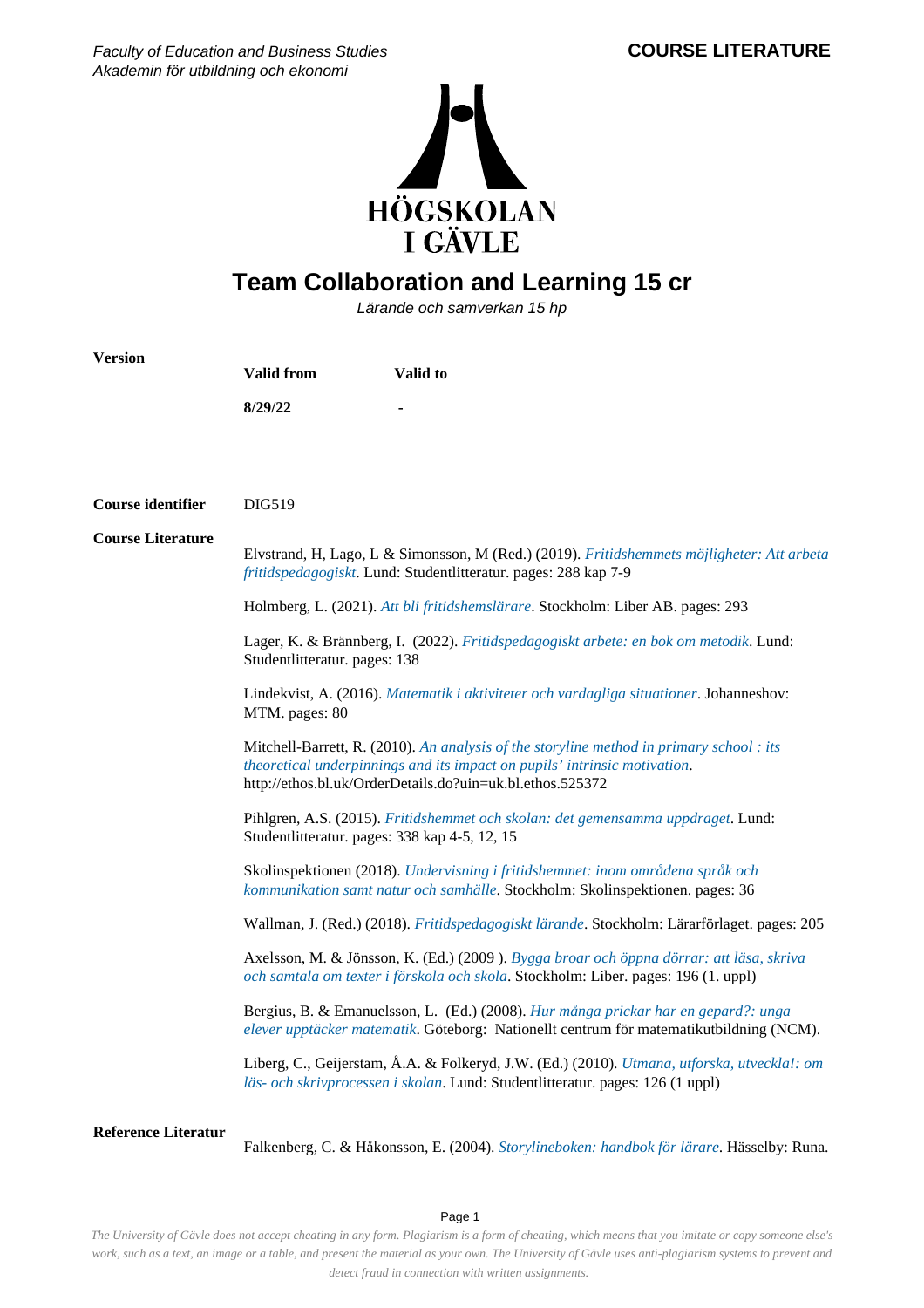Faculty of Education and Business Studies
*Akademin för utbildning och ekonomi*

**COURSE LITERATURE**

# Team Collaboration and Learning 15 cr

*Lärande och samverkan 15 hp*

**Version**

| Valid from | Valid to |
|---|---|
| 8/29/22 | - |

**Course identifier** DIG519

**Course Literature**

Elvstrand, H, Lago, L & Simonsson, M (Red.) (2019). *Fritidshemmets möjligheter: Att arbeta fritidspedagogiskt*. Lund: Studentlitteratur. pages: 288 kap 7-9

Holmberg, L. (2021). *Att bli fritidshemslärare*. Stockholm: Liber AB. pages: 293

Lager, K. & Brännberg, I. (2022). *Fritidspedagogiskt arbete: en bok om metodik*. Lund: Studentlitteratur. pages: 138

Lindekvist, A. (2016). *Matematik i aktiviteter och vardagliga situationer*. Johanneshov: MTM. pages: 80

Mitchell-Barrett, R. (2010). *An analysis of the storyline method in primary school : its theoretical underpinnings and its impact on pupils' intrinsic motivation*. http://ethos.bl.uk/OrderDetails.do?uin=uk.bl.ethos.525372

Pihlgren, A.S. (2015). *Fritidshemmet och skolan: det gemensamma uppdraget*. Lund: Studentlitteratur. pages: 338 kap 4-5, 12, 15

Skolinspektionen (2018). *Undervisning i fritidshemmet: inom områdena språk och kommunikation samt natur och samhälle*. Stockholm: Skolinspektionen. pages: 36

Wallman, J. (Red.) (2018). *Fritidspedagogiskt lärande*. Stockholm: Lärarförlaget. pages: 205

Axelsson, M. & Jönsson, K. (Ed.) (2009 ). *Bygga broar och öppna dörrar: att läsa, skriva och samtala om texter i förskola och skola*. Stockholm: Liber. pages: 196 (1. uppl)

Bergius, B. & Emanuelsson, L. (Ed.) (2008). *Hur många prickar har en gepard?: unga elever upptäcker matematik*. Göteborg: Nationellt centrum för matematikutbildning (NCM).

Liberg, C., Geijerstam, Å.A. & Folkeryd, J.W. (Ed.) (2010). *Utmana, utforska, utveckla!: om läs- och skrivprocessen i skolan*. Lund: Studentlitteratur. pages: 126 (1 uppl)

**Reference Literatur**

Falkenberg, C. & Håkonsson, E. (2004). *Storylineboken: handbok för lärare*. Hässelby: Runa.

*The University of Gävle does not accept cheating in any form. Plagiarism is a form of cheating, which means that you imitate or copy someone else's work, such as a text, an image or a table, and present the material as your own. The University of Gävle uses anti-plagiarism systems to prevent and detect fraud in connection with written assignments.*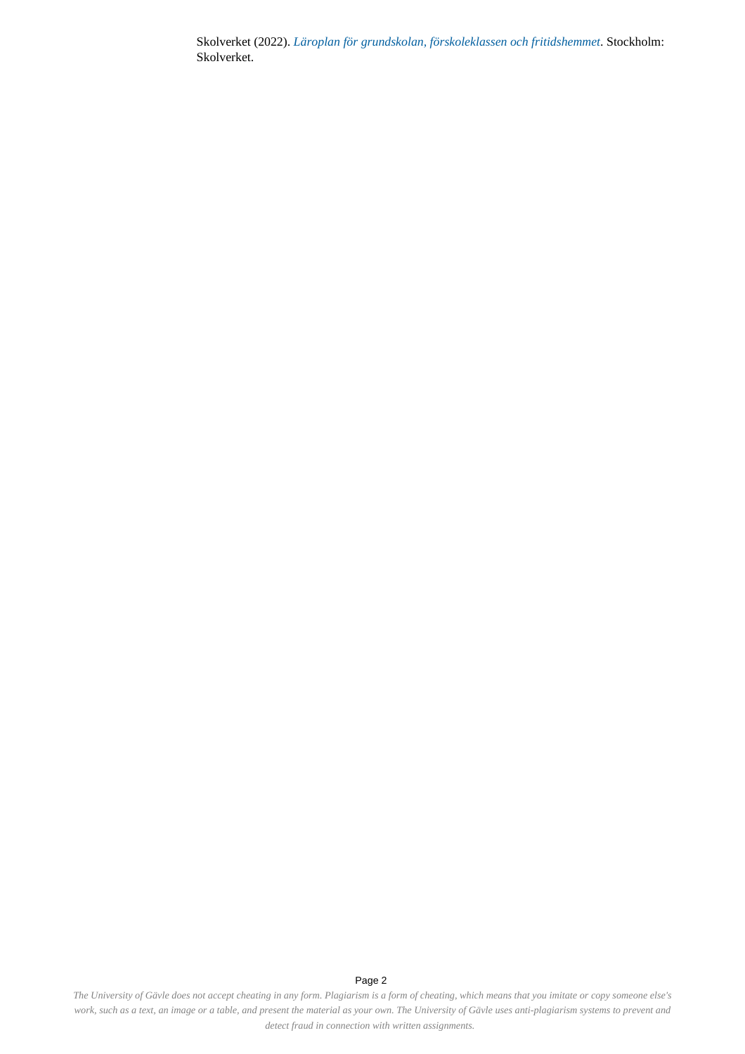Skolverket (2022). *Läroplan för grundskolan, förskoleklassen och fritidshemmet*. Stockholm: Skolverket.